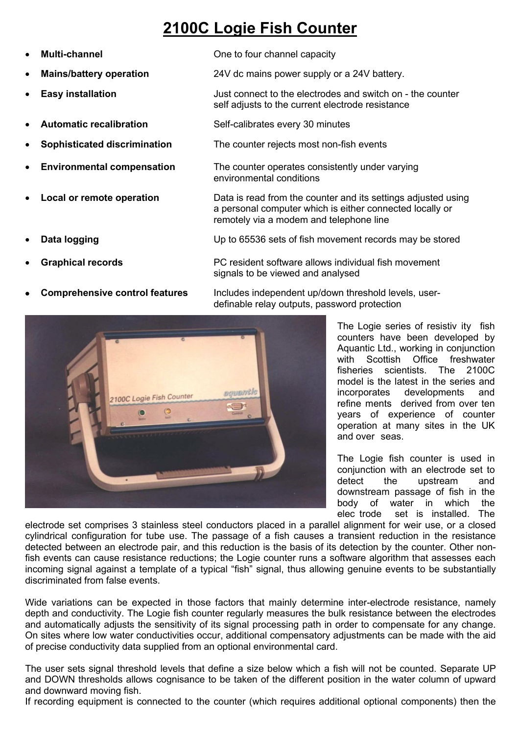# 2100C Logie Fish Counter

- **Multi-channel** — One to four channel capacity
- **Mains/battery operation** — 24V dc mains power supply or a 24V battery.
- **Easy installation** — Just connect to the electrodes and switch on - the counter self adjusts to the current electrode resistance
- **Automatic recalibration** — Self-calibrates every 30 minutes
- **Sophisticated discrimination** — The counter rejects most non-fish events
- **Environmental compensation** — The counter operates consistently under varying environmental conditions
- **Local or remote operation** — Data is read from the counter and its settings adjusted using a personal computer which is either connected locally or remotely via a modem and telephone line
- **Data logging** — Up to 65536 sets of fish movement records may be stored
- **Graphical records** — PC resident software allows individual fish movement signals to be viewed and analysed
- **Comprehensive control features** — Includes independent up/down threshold levels, user-definable relay outputs, password protection

The Logie series of resistivity fish counters have been developed by Aquantic Ltd., working in conjunction with Scottish Office freshwater fisheries scientists. The 2100C model is the latest in the series and incorporates developments and refinements derived from over ten years of experience of counter operation at many sites in the UK and overseas.

The Logie fish counter is used in conjunction with an electrode set to detect the upstream and downstream passage of fish in the body of water in which the electrode set is installed. The electrode set comprises 3 stainless steel conductors placed in a parallel alignment for weir use, or a closed cylindrical configuration for tube use. The passage of a fish causes a transient reduction in the resistance detected between an electrode pair, and this reduction is the basis of its detection by the counter. Other non-fish events can cause resistance reductions; the Logie counter runs a software algorithm that assesses each incoming signal against a template of a typical "fish" signal, thus allowing genuine events to be substantially discriminated from false events.

Wide variations can be expected in those factors that mainly determine inter-electrode resistance, namely depth and conductivity. The Logie fish counter regularly measures the bulk resistance between the electrodes and automatically adjusts the sensitivity of its signal processing path in order to compensate for any change. On sites where low water conductivities occur, additional compensatory adjustments can be made with the aid of precise conductivity data supplied from an optional environmental card.

The user sets signal threshold levels that define a size below which a fish will not be counted. Separate UP and DOWN thresholds allows cognisance to be taken of the different position in the water column of upward and downward moving fish.

If recording equipment is connected to the counter (which requires additional optional components) then the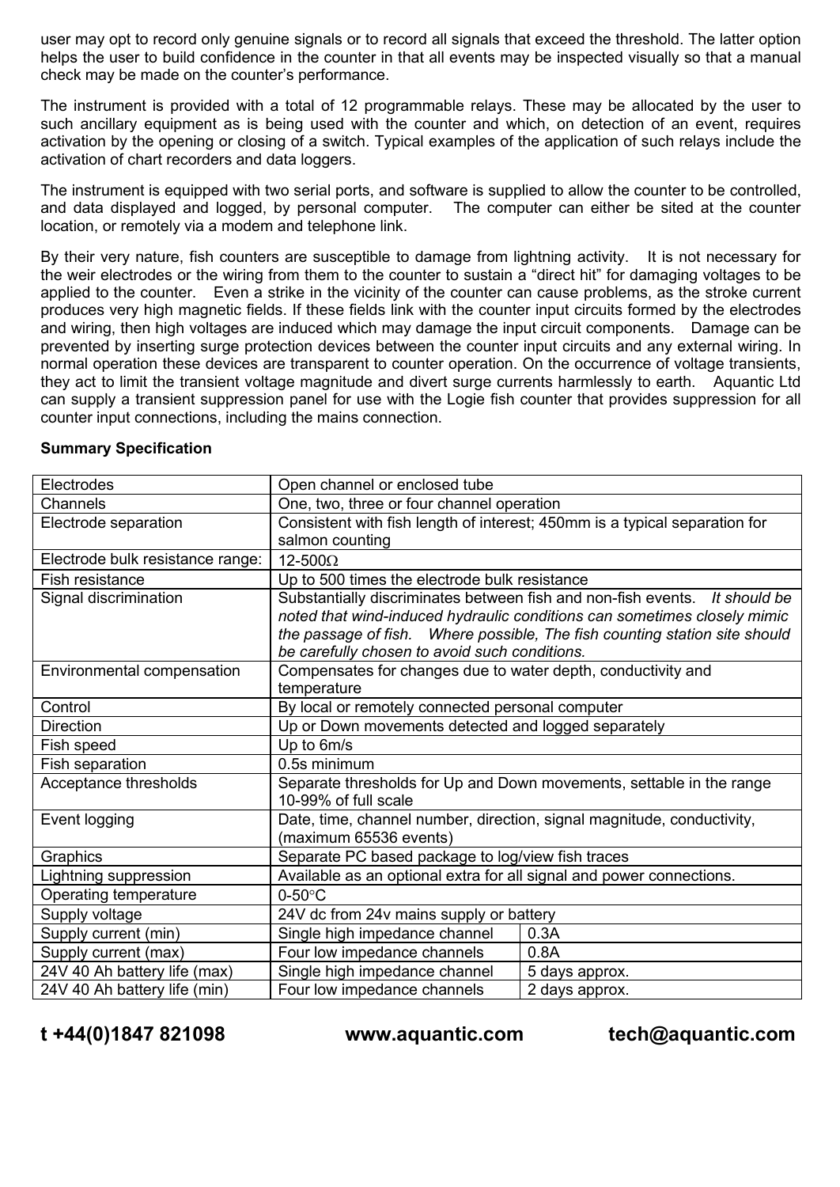user may opt to record only genuine signals or to record all signals that exceed the threshold. The latter option helps the user to build confidence in the counter in that all events may be inspected visually so that a manual check may be made on the counter's performance.

The instrument is provided with a total of 12 programmable relays. These may be allocated by the user to such ancillary equipment as is being used with the counter and which, on detection of an event, requires activation by the opening or closing of a switch. Typical examples of the application of such relays include the activation of chart recorders and data loggers.

The instrument is equipped with two serial ports, and software is supplied to allow the counter to be controlled, and data displayed and logged, by personal computer. The computer can either be sited at the counter location, or remotely via a modem and telephone link.

By their very nature, fish counters are susceptible to damage from lightning activity. It is not necessary for the weir electrodes or the wiring from them to the counter to sustain a "direct hit" for damaging voltages to be applied to the counter. Even a strike in the vicinity of the counter can cause problems, as the stroke current produces very high magnetic fields. If these fields link with the counter input circuits formed by the electrodes and wiring, then high voltages are induced which may damage the input circuit components. Damage can be prevented by inserting surge protection devices between the counter input circuits and any external wiring. In normal operation these devices are transparent to counter operation. On the occurrence of voltage transients, they act to limit the transient voltage magnitude and divert surge currents harmlessly to earth. Aquantic Ltd can supply a transient suppression panel for use with the Logie fish counter that provides suppression for all counter input connections, including the mains connection.

**Summary Specification**

| | | |
|---|---|---|
| Electrodes | Open channel or enclosed tube | |
| Channels | One, two, three or four channel operation | |
| Electrode separation | Consistent with fish length of interest; 450mm is a typical separation for salmon counting | |
| Electrode bulk resistance range: | 12-500Ω | |
| Fish resistance | Up to 500 times the electrode bulk resistance | |
| Signal discrimination | Substantially discriminates between fish and non-fish events. *It should be noted that wind-induced hydraulic conditions can sometimes closely mimic the passage of fish. Where possible, The fish counting station site should be carefully chosen to avoid such conditions.* | |
| Environmental compensation | Compensates for changes due to water depth, conductivity and temperature | |
| Control | By local or remotely connected personal computer | |
| Direction | Up or Down movements detected and logged separately | |
| Fish speed | Up to 6m/s | |
| Fish separation | 0.5s minimum | |
| Acceptance thresholds | Separate thresholds for Up and Down movements, settable in the range 10-99% of full scale | |
| Event logging | Date, time, channel number, direction, signal magnitude, conductivity, (maximum 65536 events) | |
| Graphics | Separate PC based package to log/view fish traces | |
| Lightning suppression | Available as an optional extra for all signal and power connections. | |
| Operating temperature | 0-50°C | |
| Supply voltage | 24V dc from 24v mains supply or battery | |
| Supply current (min) | Single high impedance channel | 0.3A |
| Supply current (max) | Four low impedance channels | 0.8A |
| 24V 40 Ah battery life (max) | Single high impedance channel | 5 days approx. |
| 24V 40 Ah battery life (min) | Four low impedance channels | 2 days approx. |

**t +44(0)1847 821098 www.aquantic.com tech@aquantic.com**